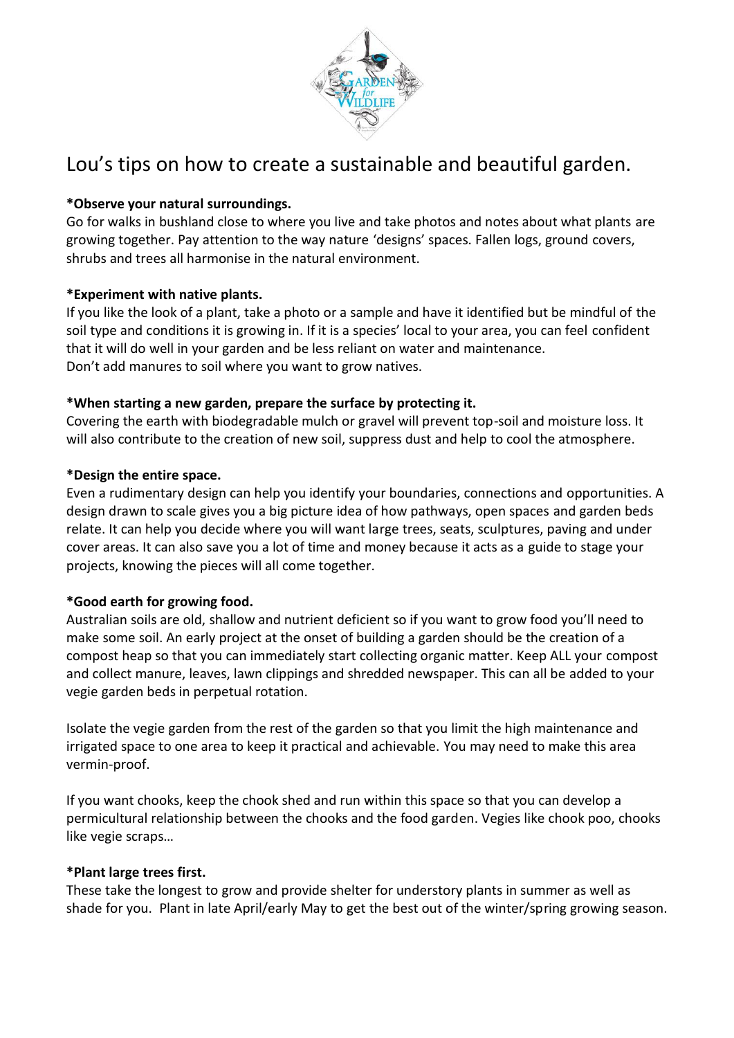# Lou's tips on how to create a sustainable and beautiful garden.

**\*Observe your natural surroundings.**

Go for walks in bushland close to where you live and take photos and notes about what plants are growing together. Pay attention to the way nature 'designs' spaces. Fallen logs, ground covers, shrubs and trees all harmonise in the natural environment.

**\*Experiment with native plants.**

If you like the look of a plant, take a photo or a sample and have it identified but be mindful of the soil type and conditions it is growing in. If it is a species' local to your area, you can feel confident that it will do well in your garden and be less reliant on water and maintenance.
Don't add manures to soil where you want to grow natives.

**\*When starting a new garden, prepare the surface by protecting it.**

Covering the earth with biodegradable mulch or gravel will prevent top-soil and moisture loss. It will also contribute to the creation of new soil, suppress dust and help to cool the atmosphere.

**\*Design the entire space.**

Even a rudimentary design can help you identify your boundaries, connections and opportunities. A design drawn to scale gives you a big picture idea of how pathways, open spaces and garden beds relate. It can help you decide where you will want large trees, seats, sculptures, paving and under cover areas. It can also save you a lot of time and money because it acts as a guide to stage your projects, knowing the pieces will all come together.

**\*Good earth for growing food.**

Australian soils are old, shallow and nutrient deficient so if you want to grow food you'll need to make some soil. An early project at the onset of building a garden should be the creation of a compost heap so that you can immediately start collecting organic matter. Keep ALL your compost and collect manure, leaves, lawn clippings and shredded newspaper. This can all be added to your vegie garden beds in perpetual rotation.

Isolate the vegie garden from the rest of the garden so that you limit the high maintenance and irrigated space to one area to keep it practical and achievable. You may need to make this area vermin-proof.

If you want chooks, keep the chook shed and run within this space so that you can develop a permicultural relationship between the chooks and the food garden. Vegies like chook poo, chooks like vegie scraps…

**\*Plant large trees first.**

These take the longest to grow and provide shelter for understory plants in summer as well as shade for you. Plant in late April/early May to get the best out of the winter/spring growing season.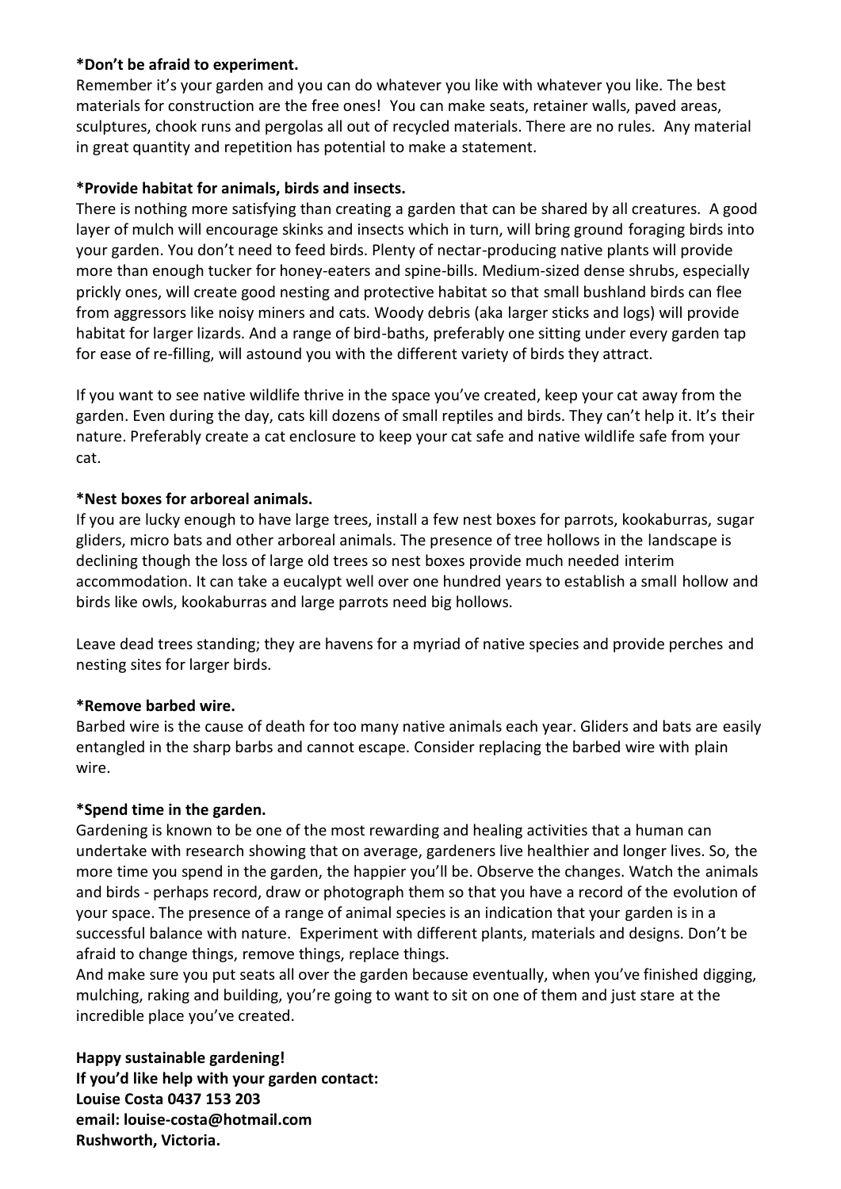**\*Don't be afraid to experiment.**

Remember it's your garden and you can do whatever you like with whatever you like. The best materials for construction are the free ones! You can make seats, retainer walls, paved areas, sculptures, chook runs and pergolas all out of recycled materials. There are no rules. Any material in great quantity and repetition has potential to make a statement.

**\*Provide habitat for animals, birds and insects.**

There is nothing more satisfying than creating a garden that can be shared by all creatures. A good layer of mulch will encourage skinks and insects which in turn, will bring ground foraging birds into your garden. You don't need to feed birds. Plenty of nectar-producing native plants will provide more than enough tucker for honey-eaters and spine-bills. Medium-sized dense shrubs, especially prickly ones, will create good nesting and protective habitat so that small bushland birds can flee from aggressors like noisy miners and cats. Woody debris (aka larger sticks and logs) will provide habitat for larger lizards. And a range of bird-baths, preferably one sitting under every garden tap for ease of re-filling, will astound you with the different variety of birds they attract.

If you want to see native wildlife thrive in the space you've created, keep your cat away from the garden. Even during the day, cats kill dozens of small reptiles and birds. They can't help it. It's their nature. Preferably create a cat enclosure to keep your cat safe and native wildlife safe from your cat.

**\*Nest boxes for arboreal animals.**

If you are lucky enough to have large trees, install a few nest boxes for parrots, kookaburras, sugar gliders, micro bats and other arboreal animals. The presence of tree hollows in the landscape is declining though the loss of large old trees so nest boxes provide much needed interim accommodation. It can take a eucalypt well over one hundred years to establish a small hollow and birds like owls, kookaburras and large parrots need big hollows.

Leave dead trees standing; they are havens for a myriad of native species and provide perches and nesting sites for larger birds.

**\*Remove barbed wire.**

Barbed wire is the cause of death for too many native animals each year. Gliders and bats are easily entangled in the sharp barbs and cannot escape. Consider replacing the barbed wire with plain wire.

**\*Spend time in the garden.**

Gardening is known to be one of the most rewarding and healing activities that a human can undertake with research showing that on average, gardeners live healthier and longer lives. So, the more time you spend in the garden, the happier you'll be. Observe the changes. Watch the animals and birds - perhaps record, draw or photograph them so that you have a record of the evolution of your space. The presence of a range of animal species is an indication that your garden is in a successful balance with nature. Experiment with different plants, materials and designs. Don't be afraid to change things, remove things, replace things.

And make sure you put seats all over the garden because eventually, when you've finished digging, mulching, raking and building, you're going to want to sit on one of them and just stare at the incredible place you've created.

**Happy sustainable gardening!**
**If you'd like help with your garden contact:**
**Louise Costa 0437 153 203**
**email: louise-costa@hotmail.com**
**Rushworth, Victoria.**